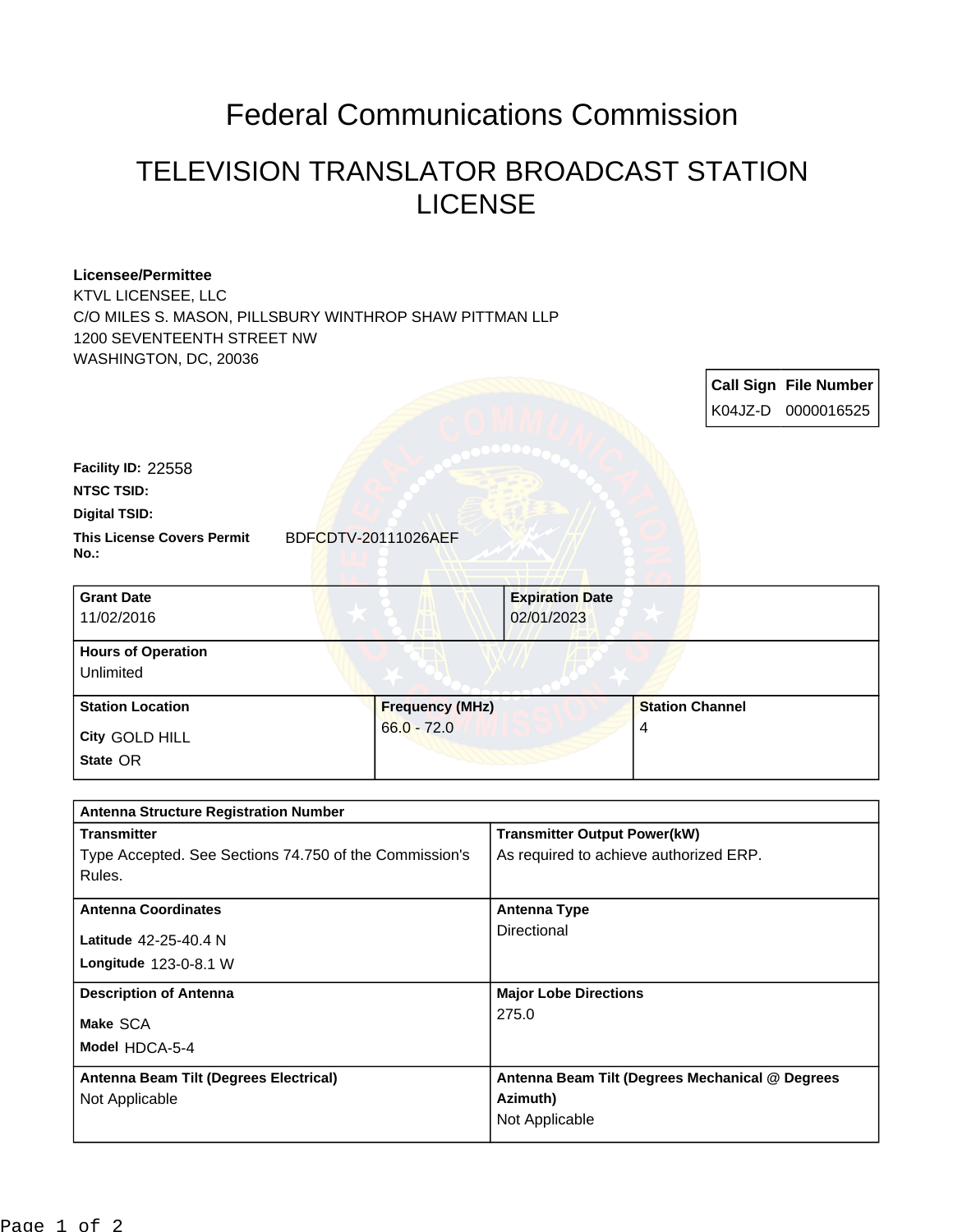# Federal Communications Commission

## TELEVISION TRANSLATOR BROADCAST STATION LICENSE

**Licensee/Permittee**
KTVL LICENSEE, LLC
C/O MILES S. MASON, PILLSBURY WINTHROP SHAW PITTMAN LLP
1200 SEVENTEENTH STREET NW
WASHINGTON, DC, 20036

| Call Sign | File Number |
|---|---|
| K04JZ-D | 0000016525 |

**Facility ID:** 22558

**NTSC TSID:**

**Digital TSID:**

**This License Covers Permit No.:** BDFCDTV-20111026AEF

| Grant Date | Expiration Date |
|---|---|
| 11/02/2016 | 02/01/2023 |

| Hours of Operation |
|---|
| Unlimited |

| Station Location | Frequency (MHz) | Station Channel |
|---|---|---|
| City GOLD HILL<br>State OR | 66.0 - 72.0 | 4 |

| Antenna Structure Registration Number | |
|---|---|
| **Transmitter**<br>Type Accepted. See Sections 74.750 of the Commission's Rules. | **Transmitter Output Power(kW)**<br>As required to achieve authorized ERP. |
| **Antenna Coordinates**<br>Latitude 42-25-40.4 N<br>Longitude 123-0-8.1 W | **Antenna Type**<br>Directional |
| **Description of Antenna**<br>Make SCA<br>Model HDCA-5-4 | **Major Lobe Directions**<br>275.0 |
| **Antenna Beam Tilt (Degrees Electrical)**<br>Not Applicable | **Antenna Beam Tilt (Degrees Mechanical @ Degrees Azimuth)**<br>Not Applicable |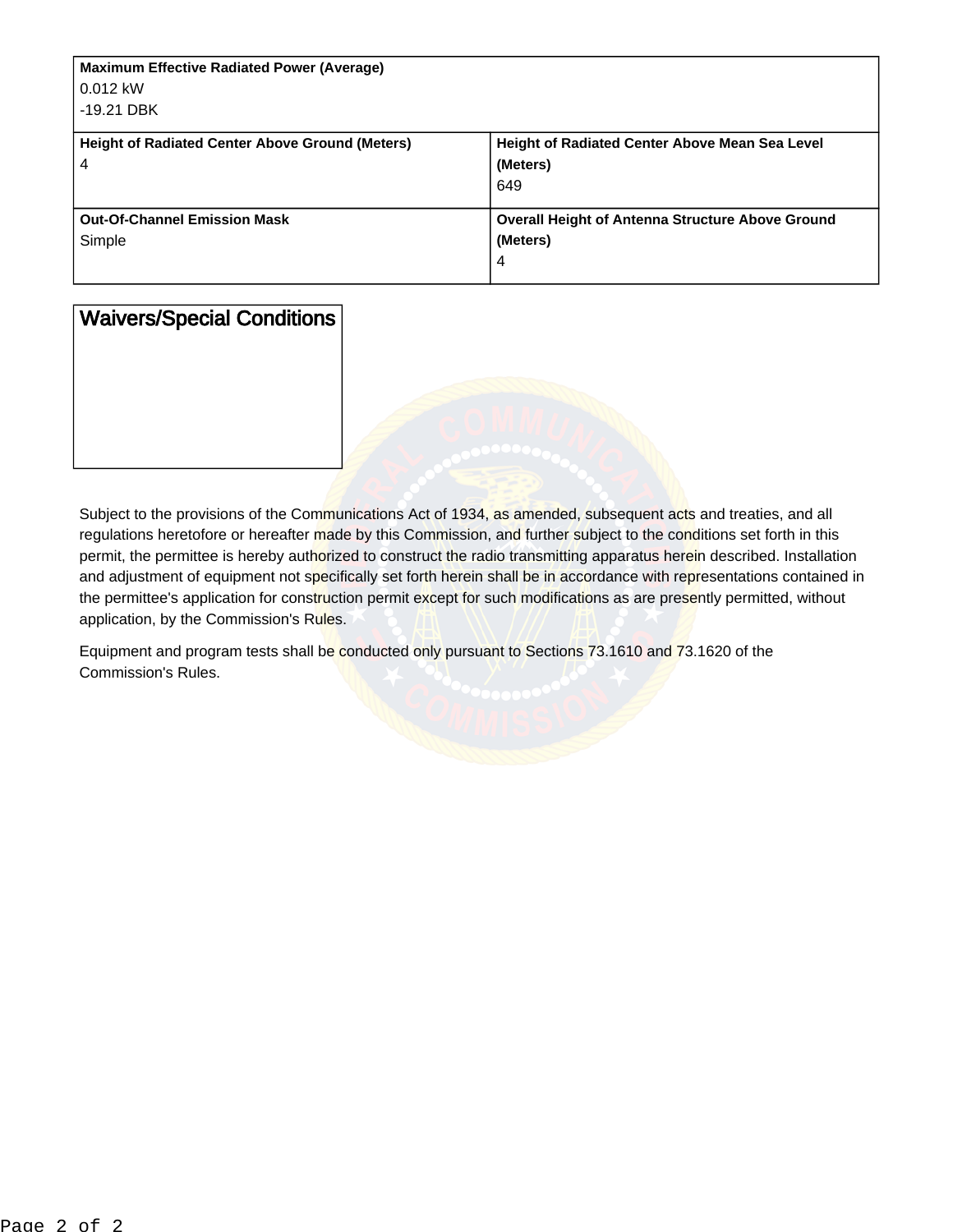| | |
|---|---|
| **Maximum Effective Radiated Power (Average)**<br>0.012 kW<br>-19.21 DBK | |
| **Height of Radiated Center Above Ground (Meters)**<br>4 | **Height of Radiated Center Above Mean Sea Level (Meters)**<br>649 |
| **Out-Of-Channel Emission Mask**<br>Simple | **Overall Height of Antenna Structure Above Ground (Meters)**<br>4 |

## Waivers/Special Conditions

Subject to the provisions of the Communications Act of 1934, as amended, subsequent acts and treaties, and all regulations heretofore or hereafter made by this Commission, and further subject to the conditions set forth in this permit, the permittee is hereby authorized to construct the radio transmitting apparatus herein described. Installation and adjustment of equipment not specifically set forth herein shall be in accordance with representations contained in the permittee's application for construction permit except for such modifications as are presently permitted, without application, by the Commission's Rules.

Equipment and program tests shall be conducted only pursuant to Sections 73.1610 and 73.1620 of the Commission's Rules.